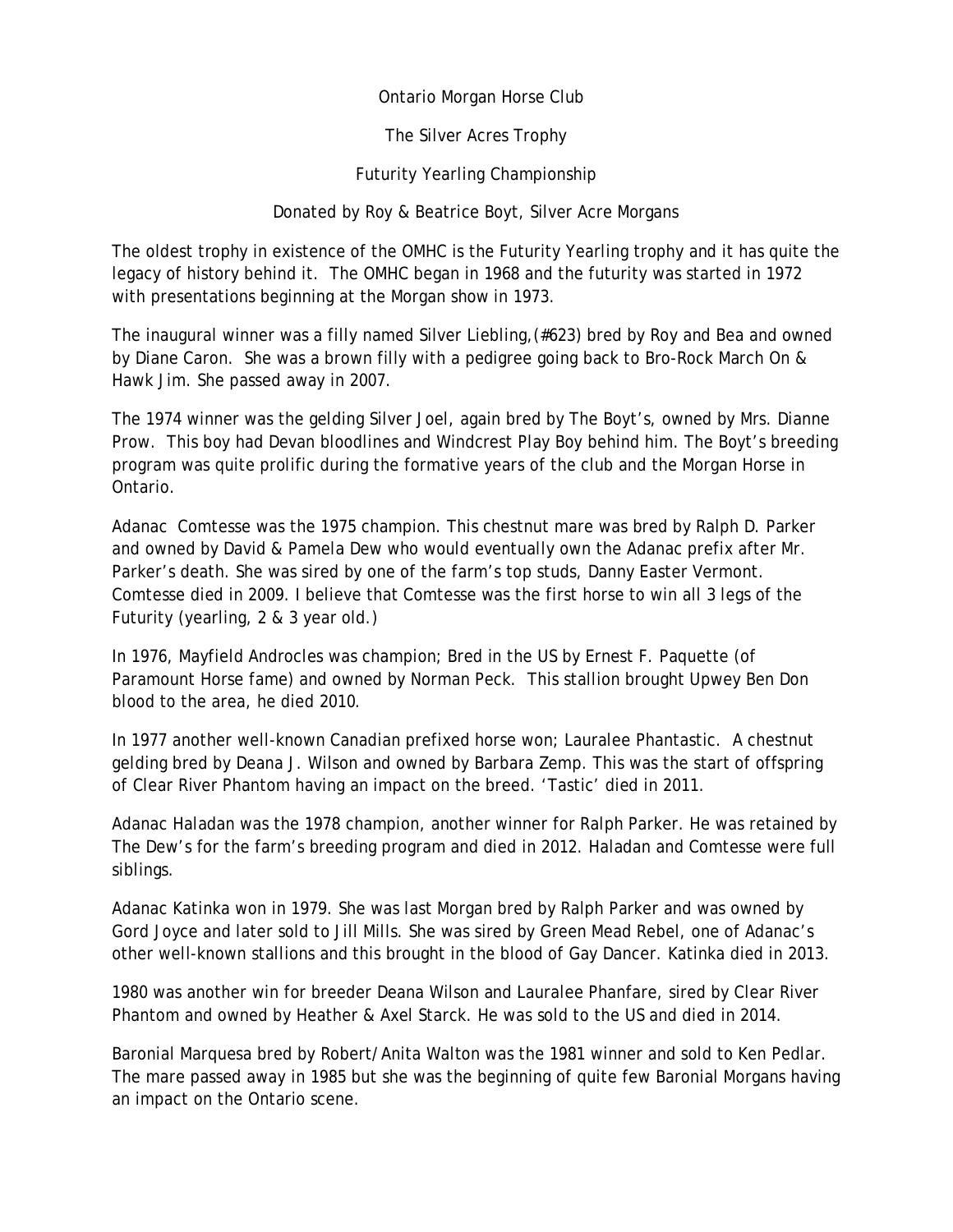# Ontario Morgan Horse Club

## The Silver Acres Trophy

## Futurity Yearling Championship

Donated by Roy & Beatrice Boyt, Silver Acre Morgans

The oldest trophy in existence of the OMHC is the Futurity Yearling trophy and it has quite the legacy of history behind it. The OMHC began in 1968 and the futurity was started in 1972 with presentations beginning at the Morgan show in 1973.

The inaugural winner was a filly named Silver Liebling,(#623) bred by Roy and Bea and owned by Diane Caron. She was a brown filly with a pedigree going back to Bro-Rock March On & Hawk Jim. She passed away in 2007.

The 1974 winner was the gelding Silver Joel, again bred by The Boyt's, owned by Mrs. Dianne Prow. This boy had Devan bloodlines and Windcrest Play Boy behind him. The Boyt's breeding program was quite prolific during the formative years of the club and the Morgan Horse in Ontario.

Adanac Comtesse was the 1975 champion. This chestnut mare was bred by Ralph D. Parker and owned by David & Pamela Dew who would eventually own the Adanac prefix after Mr. Parker's death. She was sired by one of the farm's top studs, Danny Easter Vermont. Comtesse died in 2009. I believe that Comtesse was the first horse to win all 3 legs of the Futurity (yearling, 2 & 3 year old.)

In 1976, Mayfield Androcles was champion; Bred in the US by Ernest F. Paquette (of Paramount Horse fame) and owned by Norman Peck. This stallion brought Upwey Ben Don blood to the area, he died 2010.

In 1977 another well-known Canadian prefixed horse won; Lauralee Phantastic. A chestnut gelding bred by Deana J. Wilson and owned by Barbara Zemp. This was the start of offspring of Clear River Phantom having an impact on the breed. 'Tastic' died in 2011.

Adanac Haladan was the 1978 champion, another winner for Ralph Parker. He was retained by The Dew's for the farm's breeding program and died in 2012. Haladan and Comtesse were full siblings.

Adanac Katinka won in 1979. She was last Morgan bred by Ralph Parker and was owned by Gord Joyce and later sold to Jill Mills. She was sired by Green Mead Rebel, one of Adanac's other well-known stallions and this brought in the blood of Gay Dancer. Katinka died in 2013.

1980 was another win for breeder Deana Wilson and Lauralee Phanfare, sired by Clear River Phantom and owned by Heather & Axel Starck. He was sold to the US and died in 2014.

Baronial Marquesa bred by Robert/Anita Walton was the 1981 winner and sold to Ken Pedlar. The mare passed away in 1985 but she was the beginning of quite few Baronial Morgans having an impact on the Ontario scene.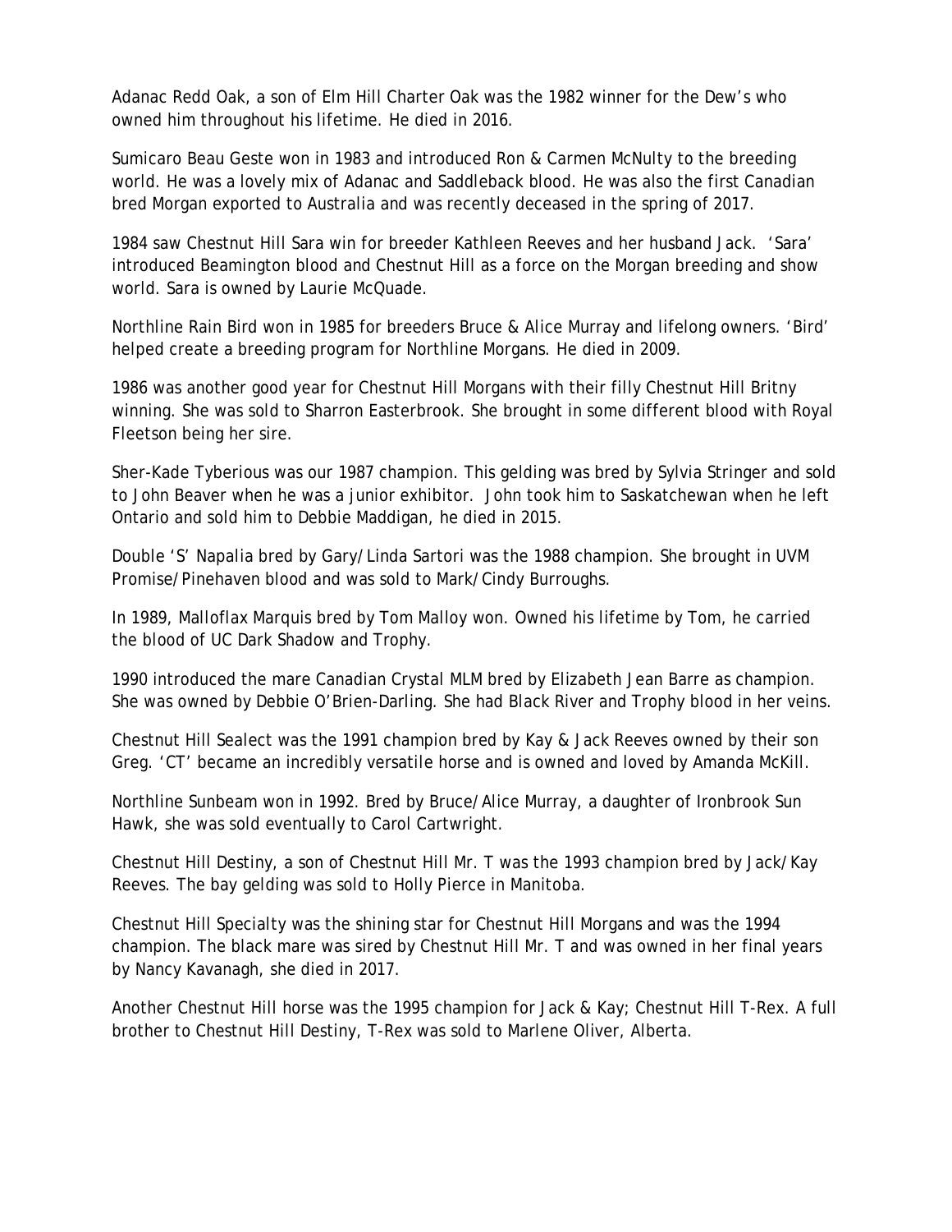Adanac Redd Oak, a son of Elm Hill Charter Oak was the 1982 winner for the Dew's who owned him throughout his lifetime. He died in 2016.

Sumicaro Beau Geste won in 1983 and introduced Ron & Carmen McNulty to the breeding world. He was a lovely mix of Adanac and Saddleback blood. He was also the first Canadian bred Morgan exported to Australia and was recently deceased in the spring of 2017.

1984 saw Chestnut Hill Sara win for breeder Kathleen Reeves and her husband Jack. 'Sara' introduced Beamington blood and Chestnut Hill as a force on the Morgan breeding and show world. Sara is owned by Laurie McQuade.

Northline Rain Bird won in 1985 for breeders Bruce & Alice Murray and lifelong owners. 'Bird' helped create a breeding program for Northline Morgans. He died in 2009.

1986 was another good year for Chestnut Hill Morgans with their filly Chestnut Hill Britny winning. She was sold to Sharron Easterbrook. She brought in some different blood with Royal Fleetson being her sire.

Sher-Kade Tyberious was our 1987 champion. This gelding was bred by Sylvia Stringer and sold to John Beaver when he was a junior exhibitor. John took him to Saskatchewan when he left Ontario and sold him to Debbie Maddigan, he died in 2015.

Double 'S' Napalia bred by Gary/Linda Sartori was the 1988 champion. She brought in UVM Promise/Pinehaven blood and was sold to Mark/Cindy Burroughs.

In 1989, Malloflax Marquis bred by Tom Malloy won. Owned his lifetime by Tom, he carried the blood of UC Dark Shadow and Trophy.

1990 introduced the mare Canadian Crystal MLM bred by Elizabeth Jean Barre as champion. She was owned by Debbie O'Brien-Darling. She had Black River and Trophy blood in her veins.

Chestnut Hill Sealect was the 1991 champion bred by Kay & Jack Reeves owned by their son Greg. 'CT' became an incredibly versatile horse and is owned and loved by Amanda McKill.

Northline Sunbeam won in 1992. Bred by Bruce/Alice Murray, a daughter of Ironbrook Sun Hawk, she was sold eventually to Carol Cartwright.

Chestnut Hill Destiny, a son of Chestnut Hill Mr. T was the 1993 champion bred by Jack/Kay Reeves. The bay gelding was sold to Holly Pierce in Manitoba.

Chestnut Hill Specialty was the shining star for Chestnut Hill Morgans and was the 1994 champion. The black mare was sired by Chestnut Hill Mr. T and was owned in her final years by Nancy Kavanagh, she died in 2017.

Another Chestnut Hill horse was the 1995 champion for Jack & Kay; Chestnut Hill T-Rex. A full brother to Chestnut Hill Destiny, T-Rex was sold to Marlene Oliver, Alberta.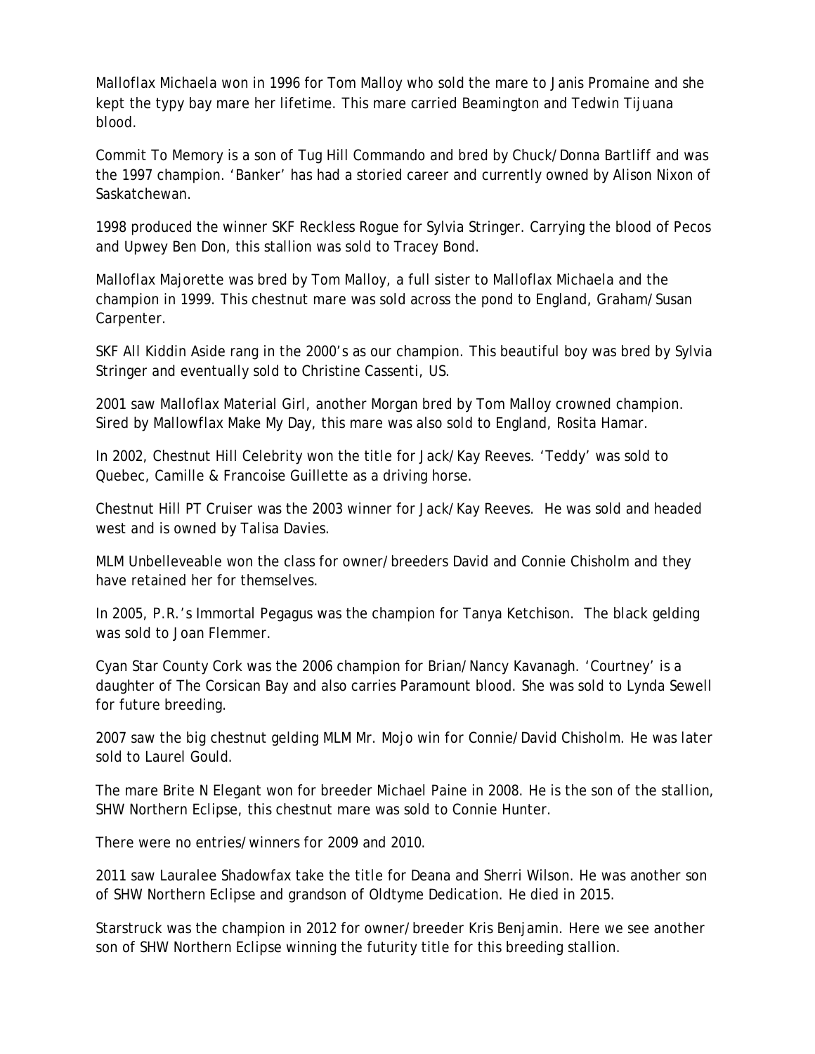Malloflax Michaela won in 1996 for Tom Malloy who sold the mare to Janis Promaine and she kept the typy bay mare her lifetime. This mare carried Beamington and Tedwin Tijuana blood.

Commit To Memory is a son of Tug Hill Commando and bred by Chuck/Donna Bartliff and was the 1997 champion. 'Banker' has had a storied career and currently owned by Alison Nixon of Saskatchewan.

1998 produced the winner SKF Reckless Rogue for Sylvia Stringer. Carrying the blood of Pecos and Upwey Ben Don, this stallion was sold to Tracey Bond.

Malloflax Majorette was bred by Tom Malloy, a full sister to Malloflax Michaela and the champion in 1999. This chestnut mare was sold across the pond to England, Graham/Susan Carpenter.

SKF All Kiddin Aside rang in the 2000's as our champion. This beautiful boy was bred by Sylvia Stringer and eventually sold to Christine Cassenti, US.

2001 saw Malloflax Material Girl, another Morgan bred by Tom Malloy crowned champion. Sired by Mallowflax Make My Day, this mare was also sold to England, Rosita Hamar.

In 2002, Chestnut Hill Celebrity won the title for Jack/Kay Reeves. 'Teddy' was sold to Quebec, Camille & Francoise Guillette as a driving horse.

Chestnut Hill PT Cruiser was the 2003 winner for Jack/Kay Reeves. He was sold and headed west and is owned by Talisa Davies.

MLM Unbelleveable won the class for owner/breeders David and Connie Chisholm and they have retained her for themselves.

In 2005, P.R.'s Immortal Pegagus was the champion for Tanya Ketchison. The black gelding was sold to Joan Flemmer.

Cyan Star County Cork was the 2006 champion for Brian/Nancy Kavanagh. 'Courtney' is a daughter of The Corsican Bay and also carries Paramount blood. She was sold to Lynda Sewell for future breeding.

2007 saw the big chestnut gelding MLM Mr. Mojo win for Connie/David Chisholm. He was later sold to Laurel Gould.

The mare Brite N Elegant won for breeder Michael Paine in 2008. He is the son of the stallion, SHW Northern Eclipse, this chestnut mare was sold to Connie Hunter.

There were no entries/winners for 2009 and 2010.

2011 saw Lauralee Shadowfax take the title for Deana and Sherri Wilson. He was another son of SHW Northern Eclipse and grandson of Oldtyme Dedication. He died in 2015.

Starstruck was the champion in 2012 for owner/breeder Kris Benjamin. Here we see another son of SHW Northern Eclipse winning the futurity title for this breeding stallion.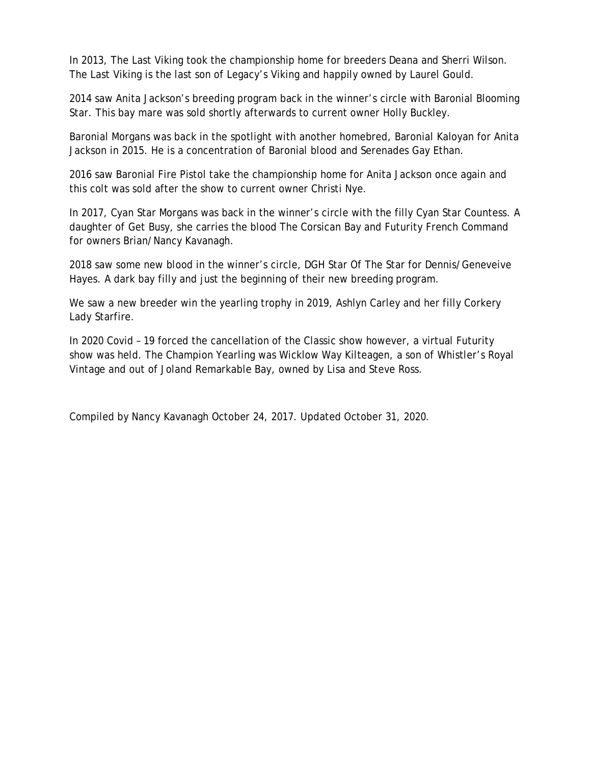In 2013, The Last Viking took the championship home for breeders Deana and Sherri Wilson. The Last Viking is the last son of Legacy's Viking and happily owned by Laurel Gould.

2014 saw Anita Jackson's breeding program back in the winner's circle with Baronial Blooming Star. This bay mare was sold shortly afterwards to current owner Holly Buckley.

Baronial Morgans was back in the spotlight with another homebred, Baronial Kaloyan for Anita Jackson in 2015. He is a concentration of Baronial blood and Serenades Gay Ethan.

2016 saw Baronial Fire Pistol take the championship home for Anita Jackson once again and this colt was sold after the show to current owner Christi Nye.

In 2017, Cyan Star Morgans was back in the winner's circle with the filly Cyan Star Countess. A daughter of Get Busy, she carries the blood The Corsican Bay and Futurity French Command for owners Brian/Nancy Kavanagh.

2018 saw some new blood in the winner's circle, DGH Star Of The Star for Dennis/Geneveive Hayes. A dark bay filly and just the beginning of their new breeding program.

We saw a new breeder win the yearling trophy in 2019, Ashlyn Carley and her filly Corkery Lady Starfire.

In 2020 Covid – 19 forced the cancellation of the Classic show however, a virtual Futurity show was held. The Champion Yearling was Wicklow Way Kilteagen, a son of Whistler's Royal Vintage and out of Joland Remarkable Bay, owned by Lisa and Steve Ross.

Compiled by Nancy Kavanagh October 24, 2017. Updated October 31, 2020.